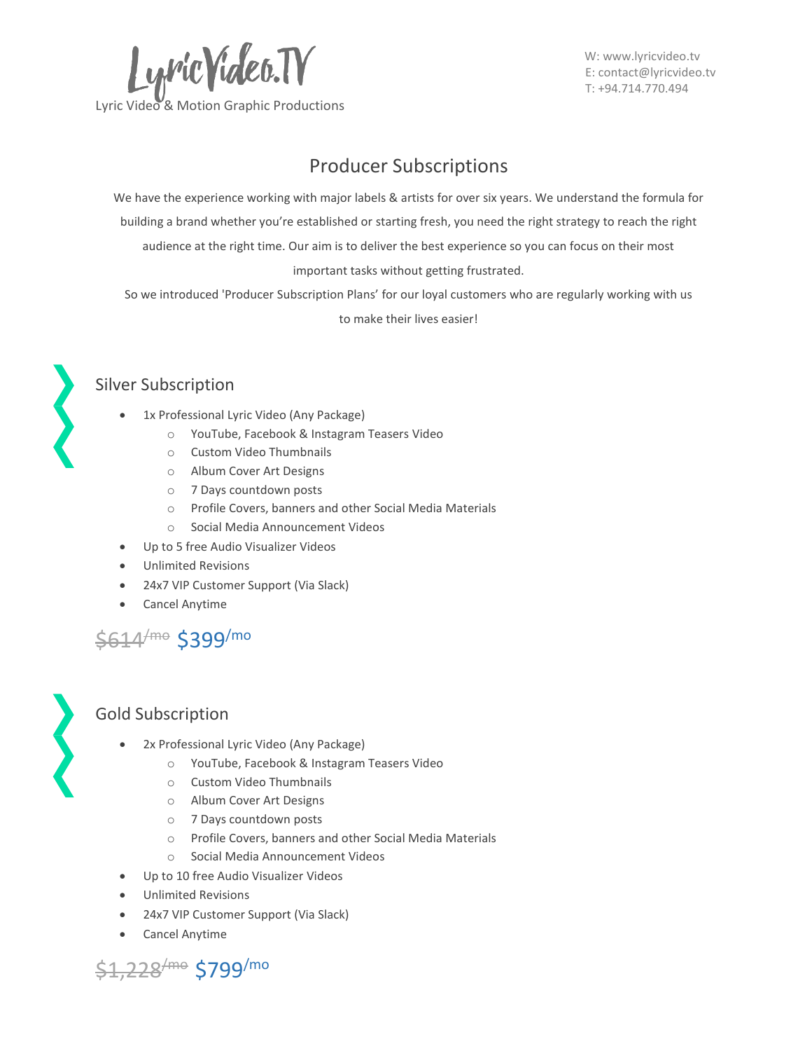LyricVideo.TV

Lyric Video & Motion Graphic Productions

W: www.lyricvideo.tv
E: contact@lyricvideo.tv
T: +94.714.770.494

# Producer Subscriptions

We have the experience working with major labels & artists for over six years. We understand the formula for building a brand whether you're established or starting fresh, you need the right strategy to reach the right audience at the right time. Our aim is to deliver the best experience so you can focus on their most important tasks without getting frustrated.

So we introduced 'Producer Subscription Plans' for our loyal customers who are regularly working with us to make their lives easier!

## Silver Subscription

- 1x Professional Lyric Video (Any Package)
  - YouTube, Facebook & Instagram Teasers Video
  - Custom Video Thumbnails
  - Album Cover Art Designs
  - 7 Days countdown posts
  - Profile Covers, banners and other Social Media Materials
  - Social Media Announcement Videos
- Up to 5 free Audio Visualizer Videos
- Unlimited Revisions
- 24x7 VIP Customer Support (Via Slack)
- Cancel Anytime

~~$614/mo~~ $399/mo

## Gold Subscription

- 2x Professional Lyric Video (Any Package)
  - YouTube, Facebook & Instagram Teasers Video
  - Custom Video Thumbnails
  - Album Cover Art Designs
  - 7 Days countdown posts
  - Profile Covers, banners and other Social Media Materials
  - Social Media Announcement Videos
- Up to 10 free Audio Visualizer Videos
- Unlimited Revisions
- 24x7 VIP Customer Support (Via Slack)
- Cancel Anytime

~~$1,228/mo~~ $799/mo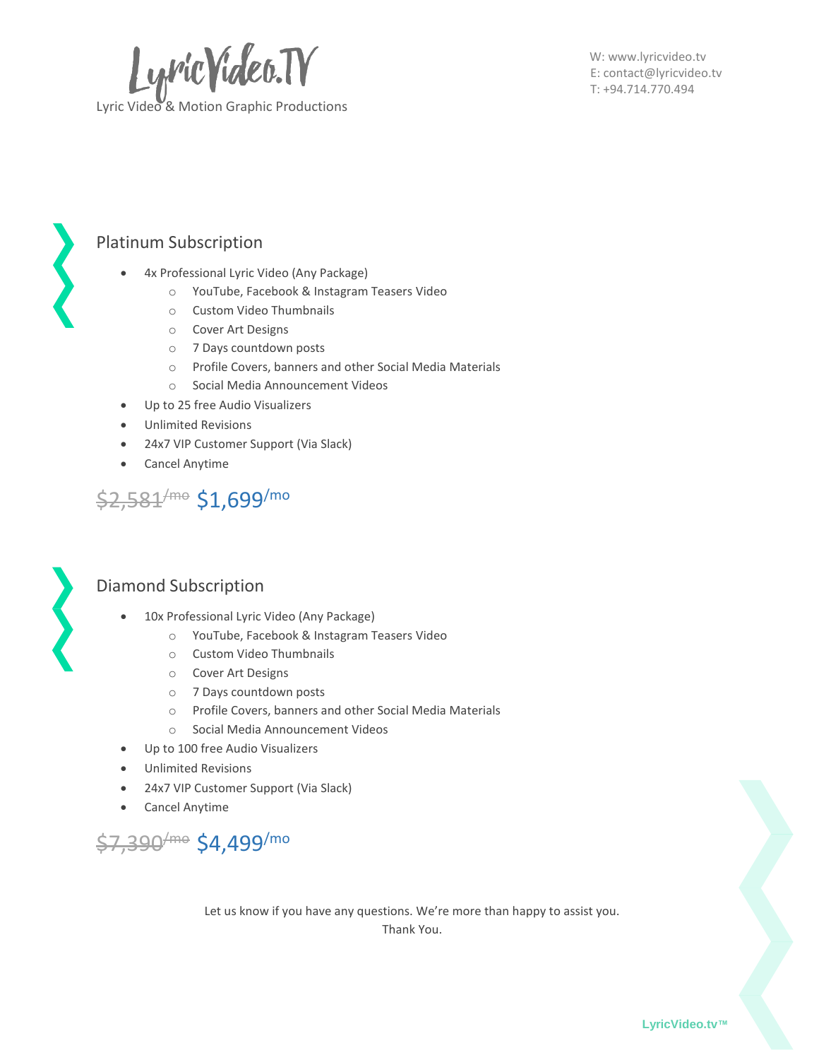LyricVideo.TV

Lyric Video & Motion Graphic Productions

W: www.lyricvideo.tv
E: contact@lyricvideo.tv
T: +94.714.770.494

## Platinum Subscription

- 4x Professional Lyric Video (Any Package)
  - YouTube, Facebook & Instagram Teasers Video
  - Custom Video Thumbnails
  - Cover Art Designs
  - 7 Days countdown posts
  - Profile Covers, banners and other Social Media Materials
  - Social Media Announcement Videos
- Up to 25 free Audio Visualizers
- Unlimited Revisions
- 24x7 VIP Customer Support (Via Slack)
- Cancel Anytime

~~$2,581/mo~~ $1,699/mo

## Diamond Subscription

- 10x Professional Lyric Video (Any Package)
  - YouTube, Facebook & Instagram Teasers Video
  - Custom Video Thumbnails
  - Cover Art Designs
  - 7 Days countdown posts
  - Profile Covers, banners and other Social Media Materials
  - Social Media Announcement Videos
- Up to 100 free Audio Visualizers
- Unlimited Revisions
- 24x7 VIP Customer Support (Via Slack)
- Cancel Anytime

~~$7,390/mo~~ $4,499/mo

Let us know if you have any questions. We're more than happy to assist you.
Thank You.